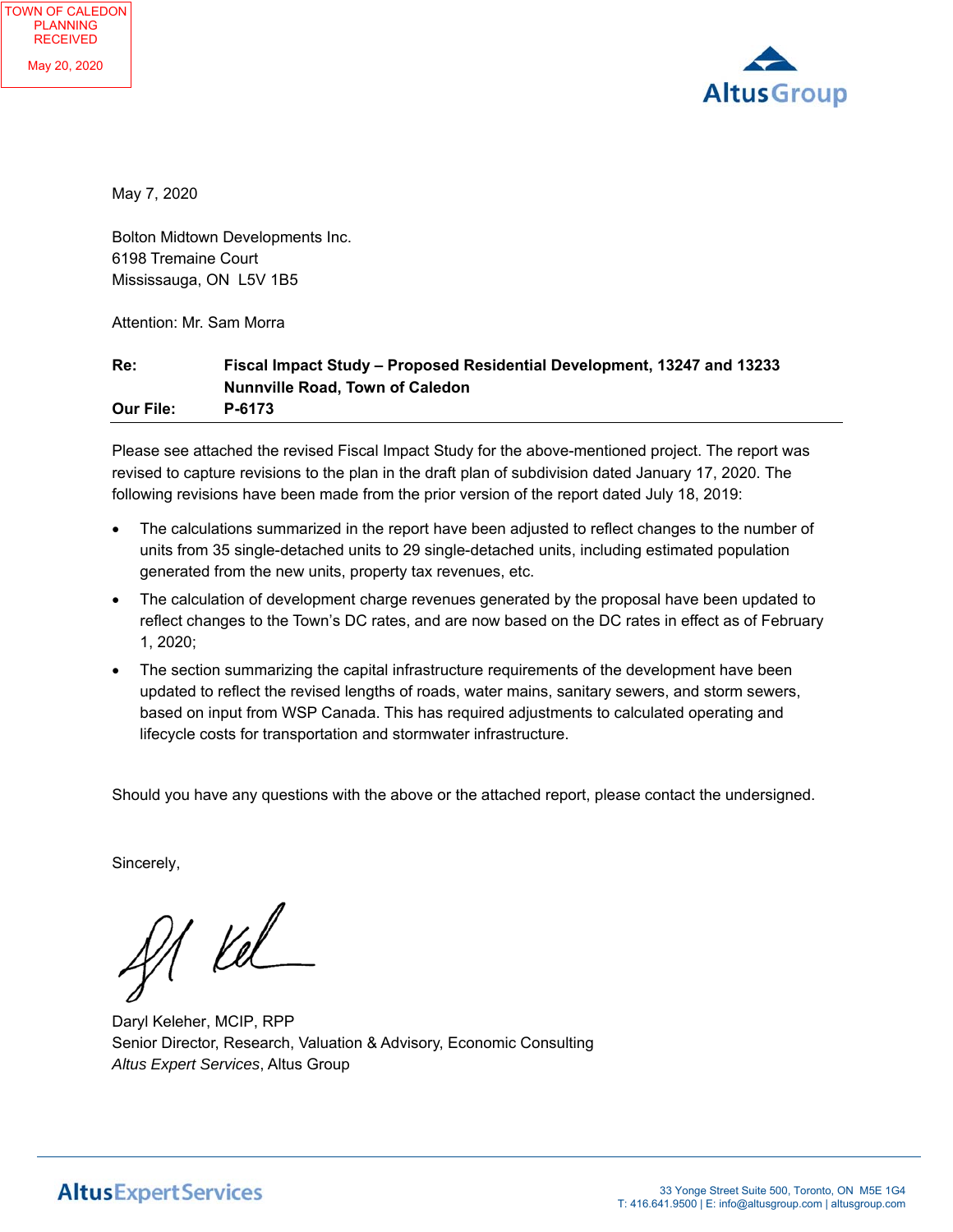TOWN OF CALEDON
PLANNING
RECEIVED

May 20, 2020

May 7, 2020

Bolton Midtown Developments Inc.
6198 Tremaine Court
Mississauga, ON L5V 1B5

Attention: Mr. Sam Morra

**Re:** **Fiscal Impact Study – Proposed Residential Development, 13247 and 13233 Nunnville Road, Town of Caledon**
**Our File:** **P-6173**

---

Please see attached the revised Fiscal Impact Study for the above-mentioned project. The report was revised to capture revisions to the plan in the draft plan of subdivision dated January 17, 2020. The following revisions have been made from the prior version of the report dated July 18, 2019:

- The calculations summarized in the report have been adjusted to reflect changes to the number of units from 35 single-detached units to 29 single-detached units, including estimated population generated from the new units, property tax revenues, etc.
- The calculation of development charge revenues generated by the proposal have been updated to reflect changes to the Town's DC rates, and are now based on the DC rates in effect as of February 1, 2020;
- The section summarizing the capital infrastructure requirements of the development have been updated to reflect the revised lengths of roads, water mains, sanitary sewers, and storm sewers, based on input from WSP Canada. This has required adjustments to calculated operating and lifecycle costs for transportation and stormwater infrastructure.

Should you have any questions with the above or the attached report, please contact the undersigned.

Sincerely,

Daryl Keleher, MCIP, RPP
Senior Director, Research, Valuation & Advisory, Economic Consulting
*Altus Expert Services*, Altus Group

Altus Expert Services
33 Yonge Street Suite 500, Toronto, ON M5E 1G4
T: 416.641.9500 | E: info@altusgroup.com | altusgroup.com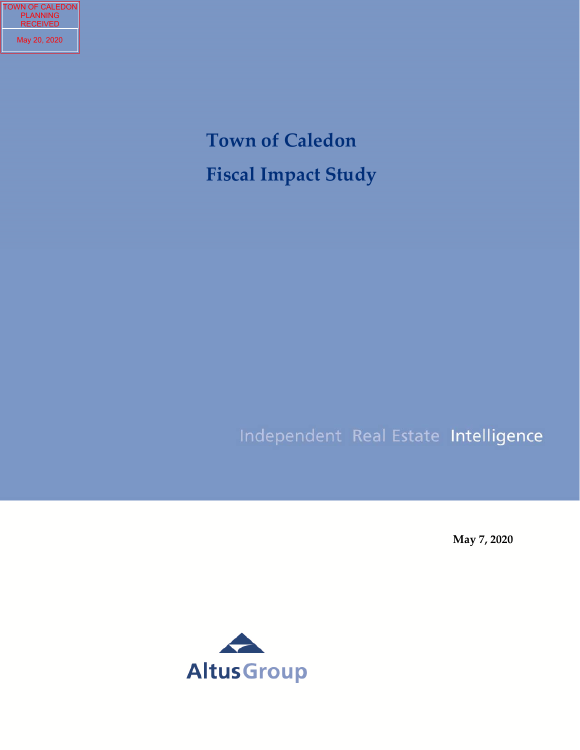TOWN OF CALEDON
PLANNING
RECEIVED

May 20, 2020

# Town of Caledon

# Fiscal Impact Study

Independent Real Estate Intelligence

**May 7, 2020**

Altus Group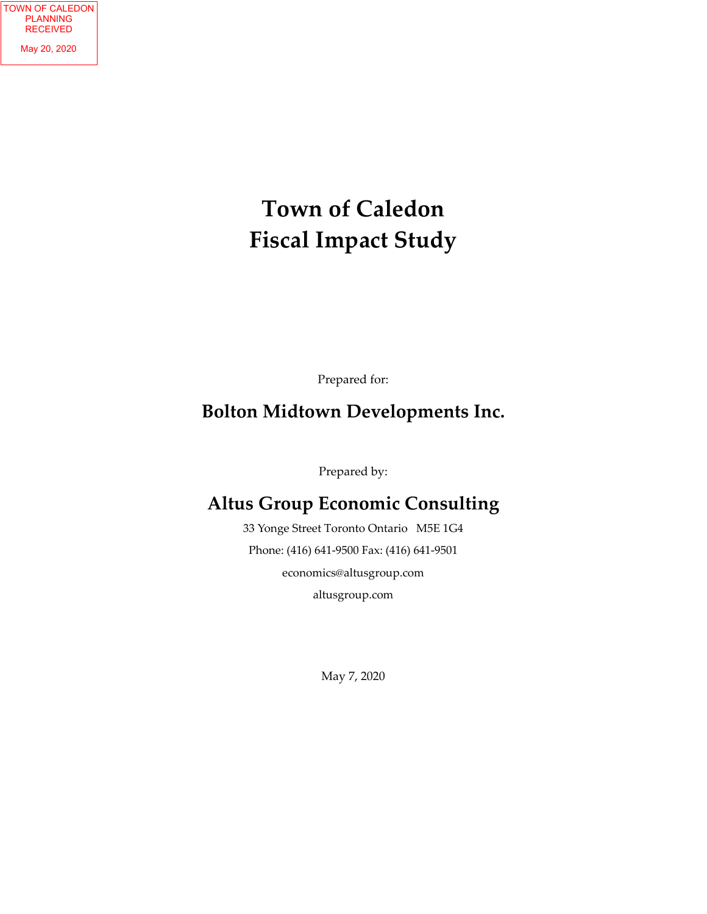TOWN OF CALEDON
PLANNING
RECEIVED

May 20, 2020

# Town of Caledon
# Fiscal Impact Study

Prepared for:

## Bolton Midtown Developments Inc.

Prepared by:

## Altus Group Economic Consulting

33 Yonge Street Toronto Ontario M5E 1G4

Phone: (416) 641-9500 Fax: (416) 641-9501

economics@altusgroup.com

altusgroup.com

May 7, 2020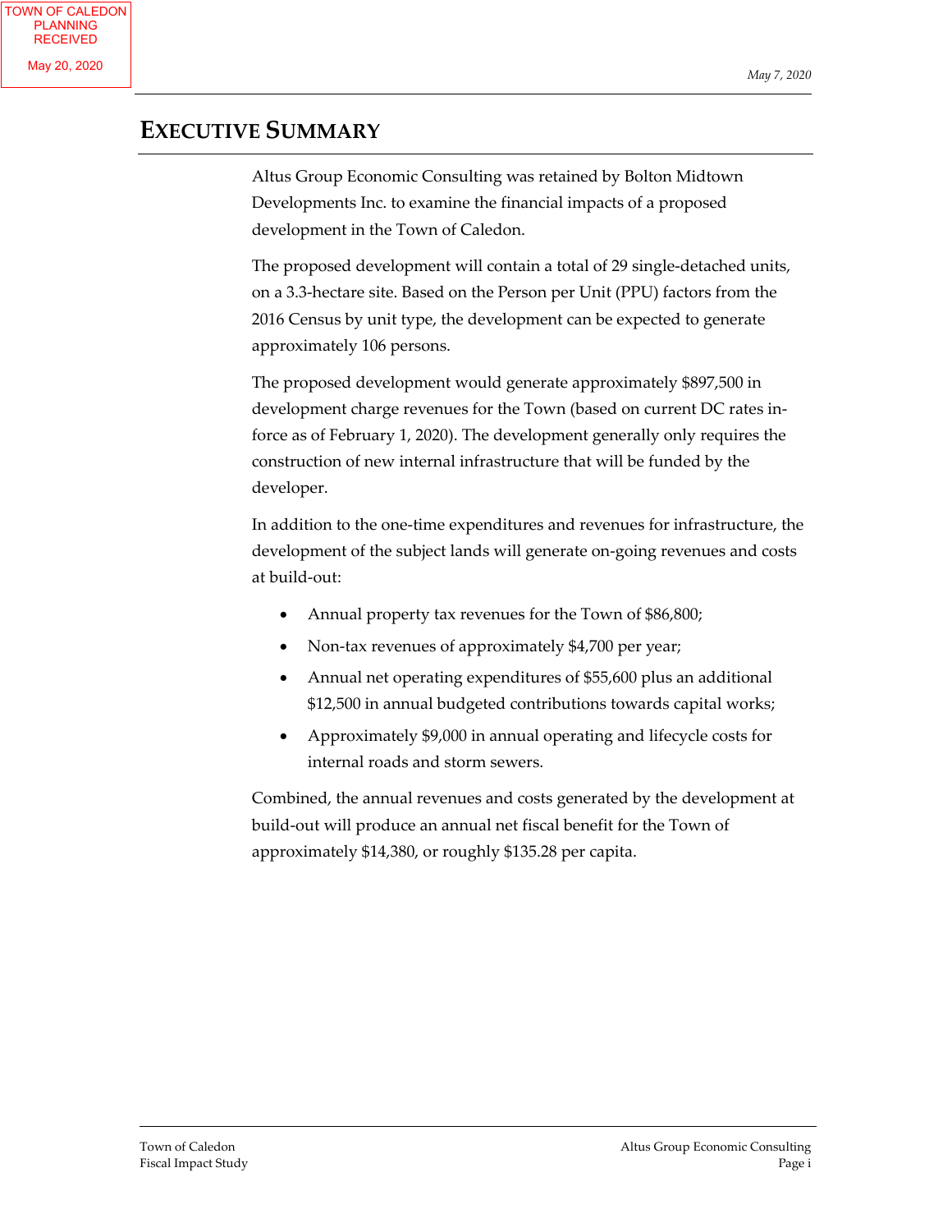# EXECUTIVE SUMMARY

Altus Group Economic Consulting was retained by Bolton Midtown Developments Inc. to examine the financial impacts of a proposed development in the Town of Caledon.

The proposed development will contain a total of 29 single-detached units, on a 3.3-hectare site. Based on the Person per Unit (PPU) factors from the 2016 Census by unit type, the development can be expected to generate approximately 106 persons.

The proposed development would generate approximately $897,500 in development charge revenues for the Town (based on current DC rates in-force as of February 1, 2020). The development generally only requires the construction of new internal infrastructure that will be funded by the developer.

In addition to the one-time expenditures and revenues for infrastructure, the development of the subject lands will generate on-going revenues and costs at build-out:

- Annual property tax revenues for the Town of $86,800;
- Non-tax revenues of approximately $4,700 per year;
- Annual net operating expenditures of $55,600 plus an additional $12,500 in annual budgeted contributions towards capital works;
- Approximately $9,000 in annual operating and lifecycle costs for internal roads and storm sewers.

Combined, the annual revenues and costs generated by the development at build-out will produce an annual net fiscal benefit for the Town of approximately $14,380, or roughly $135.28 per capita.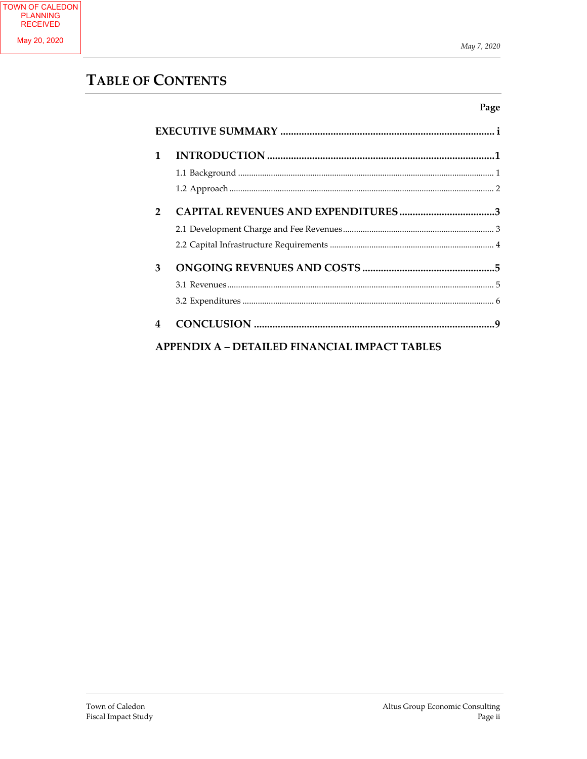# TABLE OF CONTENTS

| | Page |
|---|---|
| **EXECUTIVE SUMMARY** | **i** |
| **1 INTRODUCTION** | **1** |
| 1.1 Background | 1 |
| 1.2 Approach | 2 |
| **2 CAPITAL REVENUES AND EXPENDITURES** | **3** |
| 2.1 Development Charge and Fee Revenues | 3 |
| 2.2 Capital Infrastructure Requirements | 4 |
| **3 ONGOING REVENUES AND COSTS** | **5** |
| 3.1 Revenues | 5 |
| 3.2 Expenditures | 6 |
| **4 CONCLUSION** | **9** |
| **APPENDIX A – DETAILED FINANCIAL IMPACT TABLES** | |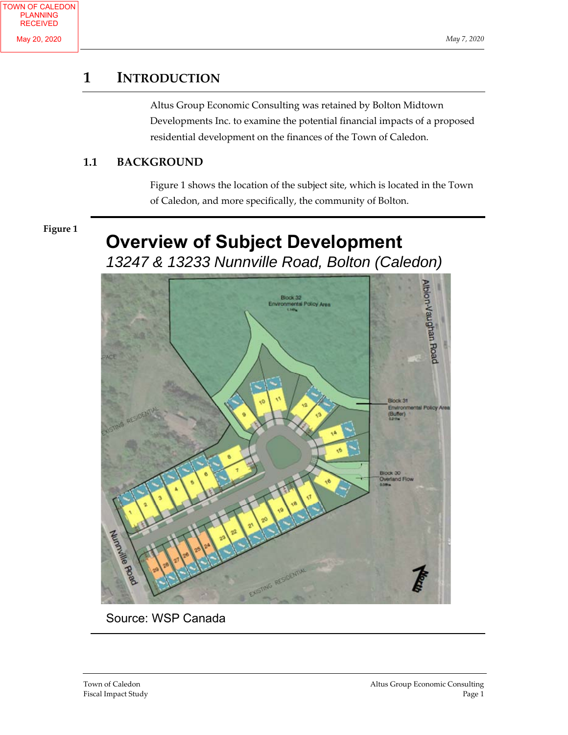# 1 INTRODUCTION

Altus Group Economic Consulting was retained by Bolton Midtown Developments Inc. to examine the potential financial impacts of a proposed residential development on the finances of the Town of Caledon.

## 1.1 BACKGROUND

Figure 1 shows the location of the subject site, which is located in the Town of Caledon, and more specifically, the community of Bolton.

**Figure 1**

**Overview of Subject Development**

*13247 & 13233 Nunnville Road, Bolton (Caledon)*

Source: WSP Canada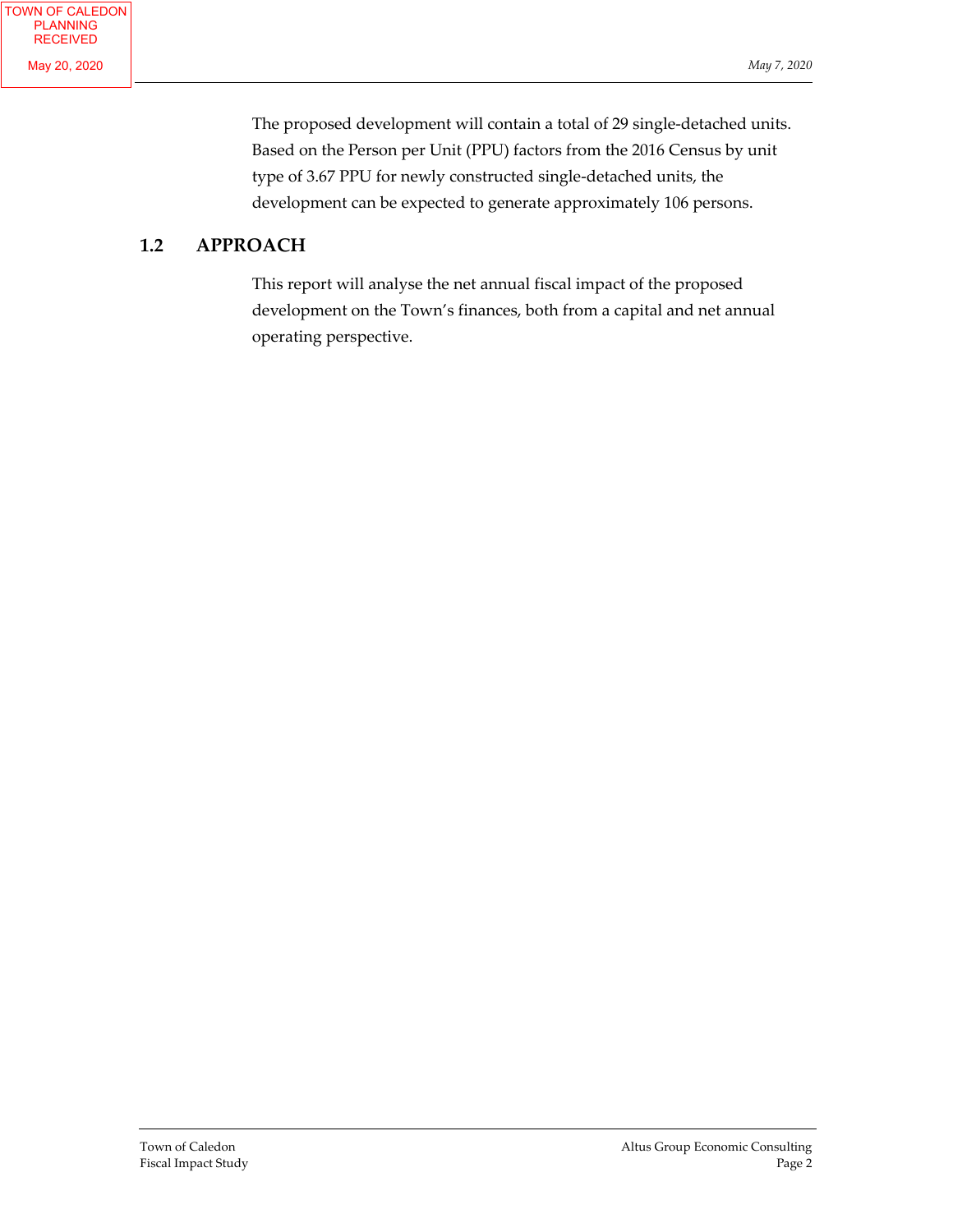The proposed development will contain a total of 29 single-detached units. Based on the Person per Unit (PPU) factors from the 2016 Census by unit type of 3.67 PPU for newly constructed single-detached units, the development can be expected to generate approximately 106 persons.

## 1.2 APPROACH

This report will analyse the net annual fiscal impact of the proposed development on the Town's finances, both from a capital and net annual operating perspective.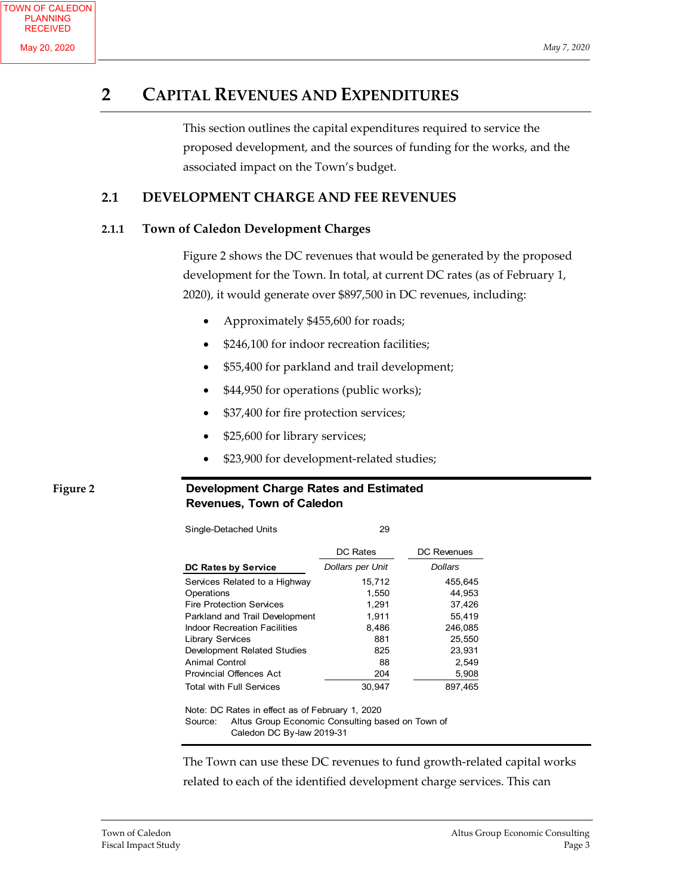# 2 CAPITAL REVENUES AND EXPENDITURES

This section outlines the capital expenditures required to service the proposed development, and the sources of funding for the works, and the associated impact on the Town's budget.

## 2.1 DEVELOPMENT CHARGE AND FEE REVENUES

### 2.1.1 Town of Caledon Development Charges

Figure 2 shows the DC revenues that would be generated by the proposed development for the Town. In total, at current DC rates (as of February 1, 2020), it would generate over $897,500 in DC revenues, including:

- Approximately $455,600 for roads;
- $246,100 for indoor recreation facilities;
- $55,400 for parkland and trail development;
- $44,950 for operations (public works);
- $37,400 for fire protection services;
- $25,600 for library services;
- $23,900 for development-related studies;

**Figure 2**

**Development Charge Rates and Estimated Revenues, Town of Caledon**

Single-Detached Units 29

| DC Rates by Service | DC Rates<br>*Dollars per Unit* | DC Revenues<br>*Dollars* |
|---|---|---|
| Services Related to a Highway | 15,712 | 455,645 |
| Operations | 1,550 | 44,953 |
| Fire Protection Services | 1,291 | 37,426 |
| Parkland and Trail Development | 1,911 | 55,419 |
| Indoor Recreation Facilities | 8,486 | 246,085 |
| Library Services | 881 | 25,550 |
| Development Related Studies | 825 | 23,931 |
| Animal Control | 88 | 2,549 |
| Provincial Offences Act | 204 | 5,908 |
| Total with Full Services | 30,947 | 897,465 |

Note: DC Rates in effect as of February 1, 2020
Source: Altus Group Economic Consulting based on Town of Caledon DC By-law 2019-31

The Town can use these DC revenues to fund growth-related capital works related to each of the identified development charge services. This can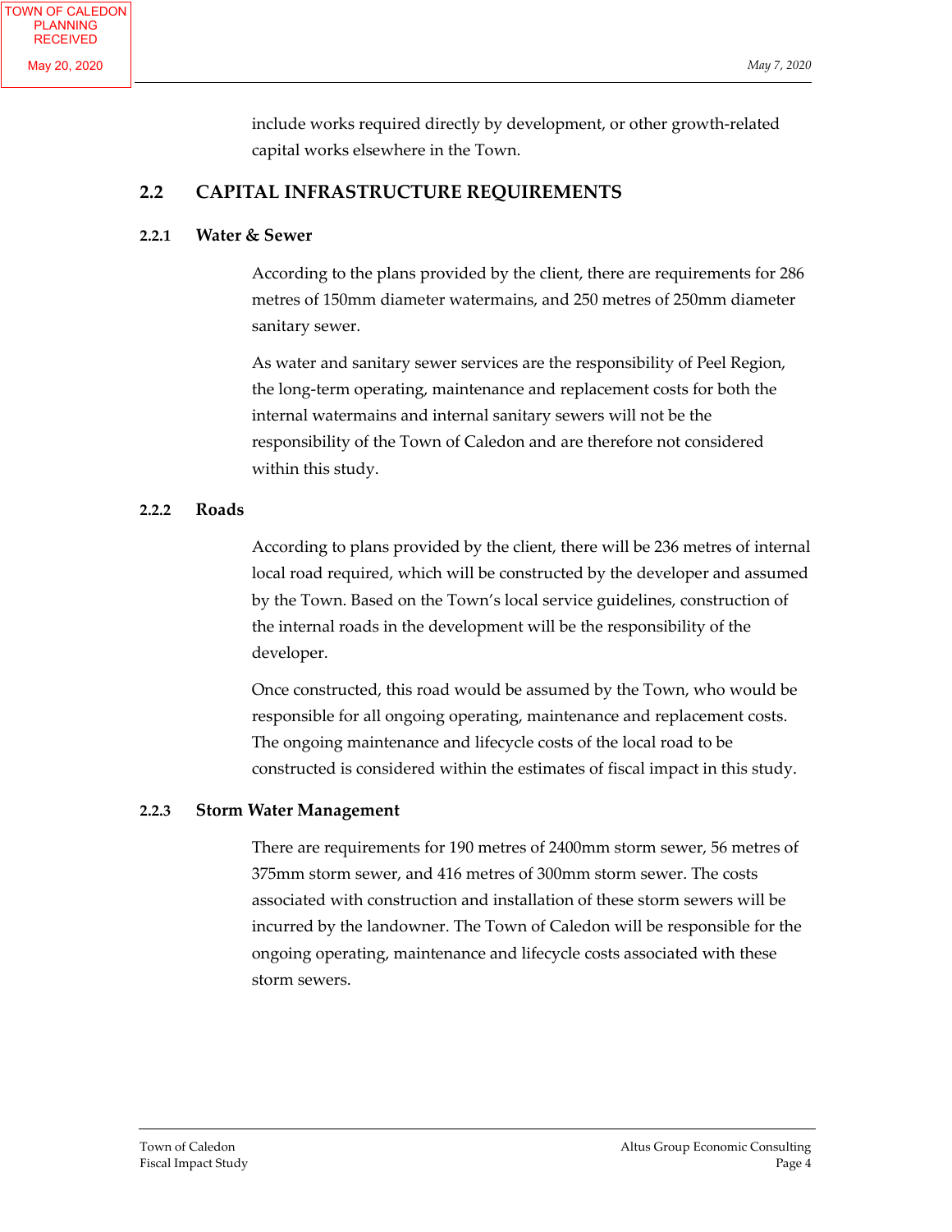include works required directly by development, or other growth-related capital works elsewhere in the Town.

## 2.2 CAPITAL INFRASTRUCTURE REQUIREMENTS

### 2.2.1 Water & Sewer

According to the plans provided by the client, there are requirements for 286 metres of 150mm diameter watermains, and 250 metres of 250mm diameter sanitary sewer.

As water and sanitary sewer services are the responsibility of Peel Region, the long-term operating, maintenance and replacement costs for both the internal watermains and internal sanitary sewers will not be the responsibility of the Town of Caledon and are therefore not considered within this study.

### 2.2.2 Roads

According to plans provided by the client, there will be 236 metres of internal local road required, which will be constructed by the developer and assumed by the Town. Based on the Town's local service guidelines, construction of the internal roads in the development will be the responsibility of the developer.

Once constructed, this road would be assumed by the Town, who would be responsible for all ongoing operating, maintenance and replacement costs. The ongoing maintenance and lifecycle costs of the local road to be constructed is considered within the estimates of fiscal impact in this study.

### 2.2.3 Storm Water Management

There are requirements for 190 metres of 2400mm storm sewer, 56 metres of 375mm storm sewer, and 416 metres of 300mm storm sewer. The costs associated with construction and installation of these storm sewers will be incurred by the landowner. The Town of Caledon will be responsible for the ongoing operating, maintenance and lifecycle costs associated with these storm sewers.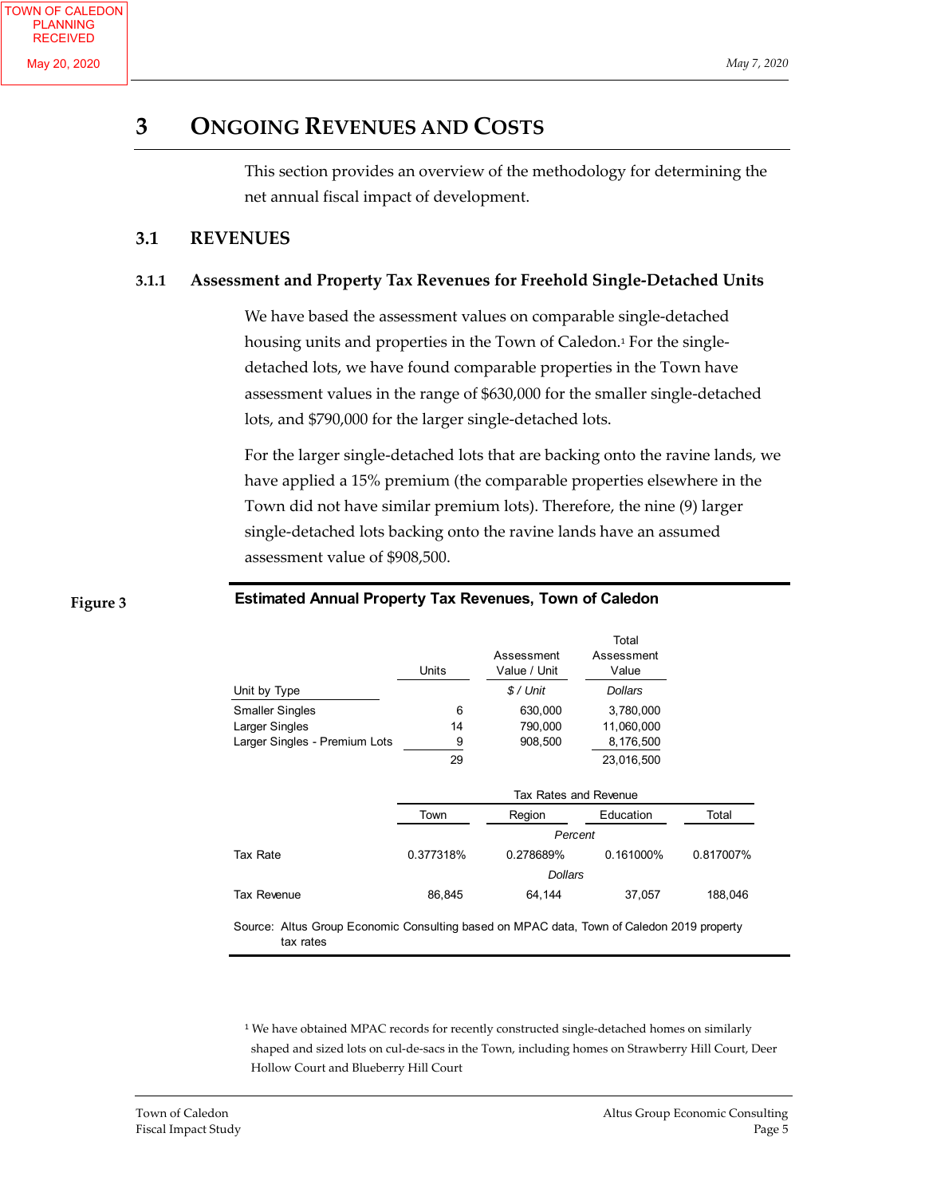# 3 ONGOING REVENUES AND COSTS

This section provides an overview of the methodology for determining the net annual fiscal impact of development.

## 3.1 REVENUES

### 3.1.1 Assessment and Property Tax Revenues for Freehold Single-Detached Units

We have based the assessment values on comparable single-detached housing units and properties in the Town of Caledon.[1] For the single-detached lots, we have found comparable properties in the Town have assessment values in the range of $630,000 for the smaller single-detached lots, and $790,000 for the larger single-detached lots.

For the larger single-detached lots that are backing onto the ravine lands, we have applied a 15% premium (the comparable properties elsewhere in the Town did not have similar premium lots). Therefore, the nine (9) larger single-detached lots backing onto the ravine lands have an assumed assessment value of $908,500.

**Figure 3**

**Estimated Annual Property Tax Revenues, Town of Caledon**

| Unit by Type | Units | Assessment Value / Unit | Total Assessment Value |
|---|---|---|---|
| | | *$ / Unit* | *Dollars* |
| Smaller Singles | 6 | 630,000 | 3,780,000 |
| Larger Singles | 14 | 790,000 | 11,060,000 |
| Larger Singles - Premium Lots | 9 | 908,500 | 8,176,500 |
| | 29 | | 23,016,500 |

| | Tax Rates and Revenue | | | |
|---|---|---|---|---|
| | Town | Region | Education | Total |
| | *Percent* | | | |
| Tax Rate | 0.377318% | 0.278689% | 0.161000% | 0.817007% |
| | *Dollars* | | | |
| Tax Revenue | 86,845 | 64,144 | 37,057 | 188,046 |

Source: Altus Group Economic Consulting based on MPAC data, Town of Caledon 2019 property tax rates

[1] We have obtained MPAC records for recently constructed single-detached homes on similarly shaped and sized lots on cul-de-sacs in the Town, including homes on Strawberry Hill Court, Deer Hollow Court and Blueberry Hill Court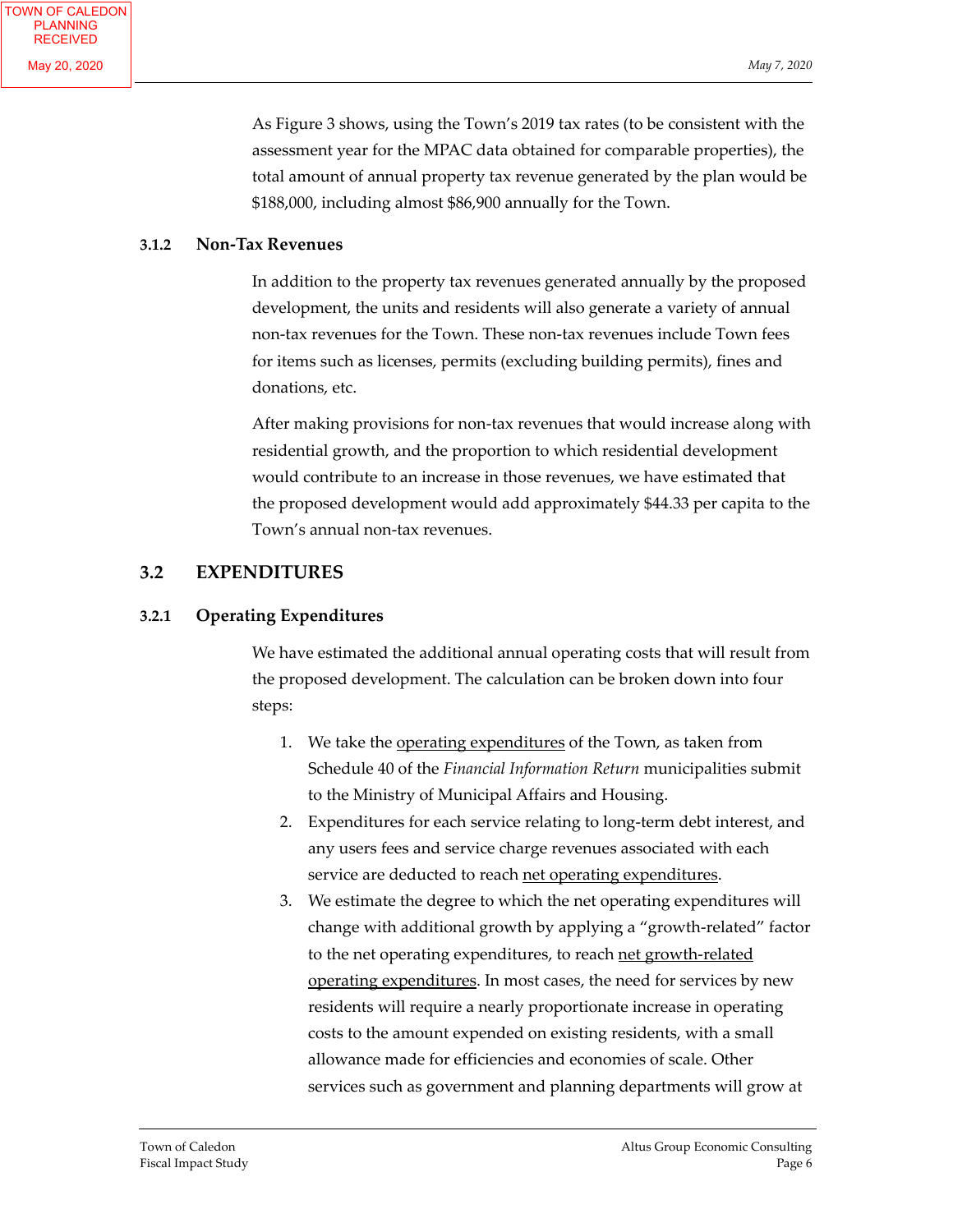As Figure 3 shows, using the Town's 2019 tax rates (to be consistent with the assessment year for the MPAC data obtained for comparable properties), the total amount of annual property tax revenue generated by the plan would be $188,000, including almost $86,900 annually for the Town.

### 3.1.2 Non-Tax Revenues

In addition to the property tax revenues generated annually by the proposed development, the units and residents will also generate a variety of annual non-tax revenues for the Town. These non-tax revenues include Town fees for items such as licenses, permits (excluding building permits), fines and donations, etc.

After making provisions for non-tax revenues that would increase along with residential growth, and the proportion to which residential development would contribute to an increase in those revenues, we have estimated that the proposed development would add approximately $44.33 per capita to the Town's annual non-tax revenues.

## 3.2 EXPENDITURES

### 3.2.1 Operating Expenditures

We have estimated the additional annual operating costs that will result from the proposed development. The calculation can be broken down into four steps:

1. We take the <u>operating expenditures</u> of the Town, as taken from Schedule 40 of the *Financial Information Return* municipalities submit to the Ministry of Municipal Affairs and Housing.
2. Expenditures for each service relating to long-term debt interest, and any users fees and service charge revenues associated with each service are deducted to reach <u>net operating expenditures</u>.
3. We estimate the degree to which the net operating expenditures will change with additional growth by applying a "growth-related" factor to the net operating expenditures, to reach <u>net growth-related operating expenditures</u>. In most cases, the need for services by new residents will require a nearly proportionate increase in operating costs to the amount expended on existing residents, with a small allowance made for efficiencies and economies of scale. Other services such as government and planning departments will grow at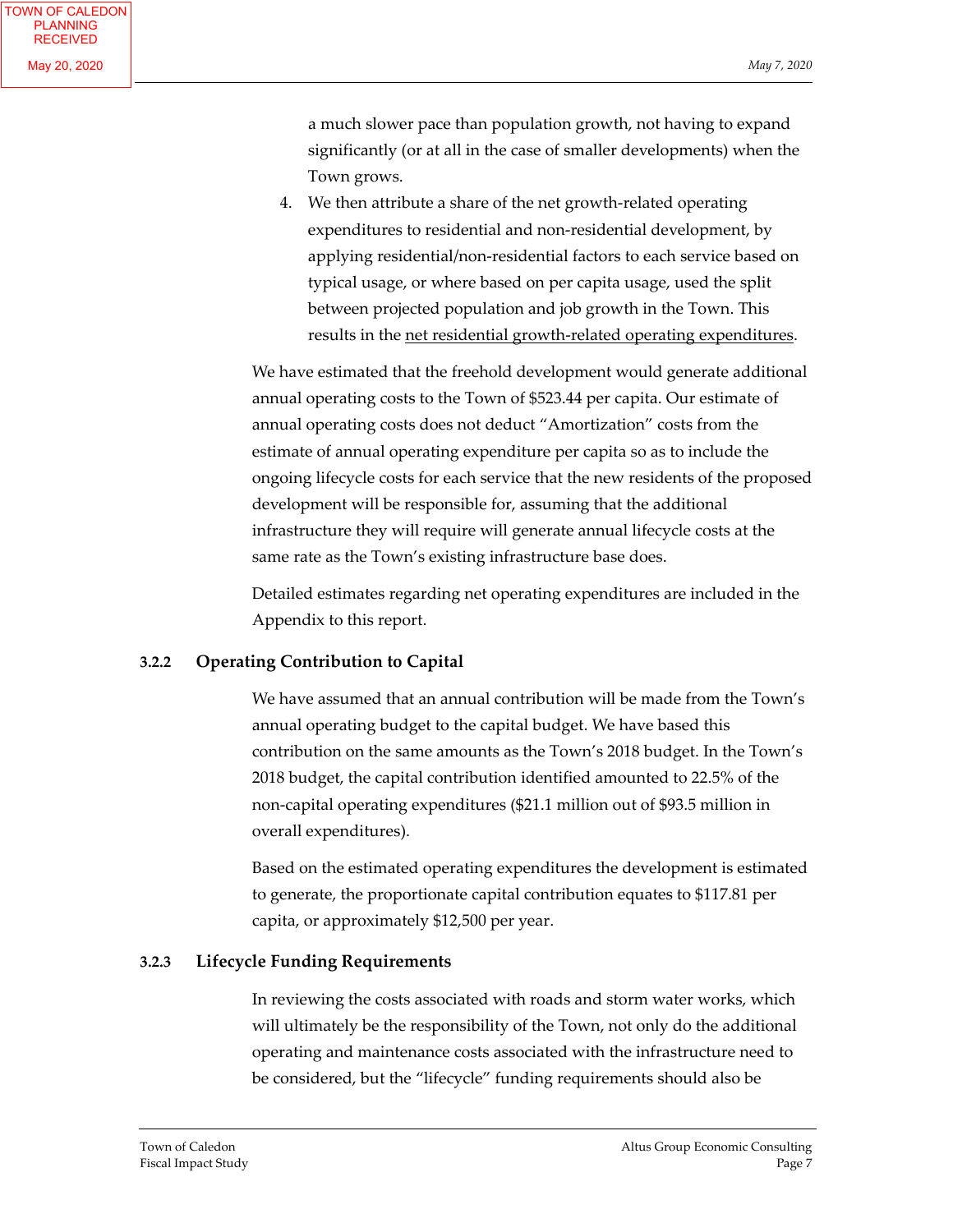a much slower pace than population growth, not having to expand significantly (or at all in the case of smaller developments) when the Town grows.

4. We then attribute a share of the net growth-related operating expenditures to residential and non-residential development, by applying residential/non-residential factors to each service based on typical usage, or where based on per capita usage, used the split between projected population and job growth in the Town. This results in the <u>net residential growth-related operating expenditures</u>.

We have estimated that the freehold development would generate additional annual operating costs to the Town of $523.44 per capita. Our estimate of annual operating costs does not deduct "Amortization" costs from the estimate of annual operating expenditure per capita so as to include the ongoing lifecycle costs for each service that the new residents of the proposed development will be responsible for, assuming that the additional infrastructure they will require will generate annual lifecycle costs at the same rate as the Town's existing infrastructure base does.

Detailed estimates regarding net operating expenditures are included in the Appendix to this report.

### 3.2.2 Operating Contribution to Capital

We have assumed that an annual contribution will be made from the Town's annual operating budget to the capital budget. We have based this contribution on the same amounts as the Town's 2018 budget. In the Town's 2018 budget, the capital contribution identified amounted to 22.5% of the non-capital operating expenditures ($21.1 million out of $93.5 million in overall expenditures).

Based on the estimated operating expenditures the development is estimated to generate, the proportionate capital contribution equates to $117.81 per capita, or approximately $12,500 per year.

### 3.2.3 Lifecycle Funding Requirements

In reviewing the costs associated with roads and storm water works, which will ultimately be the responsibility of the Town, not only do the additional operating and maintenance costs associated with the infrastructure need to be considered, but the "lifecycle" funding requirements should also be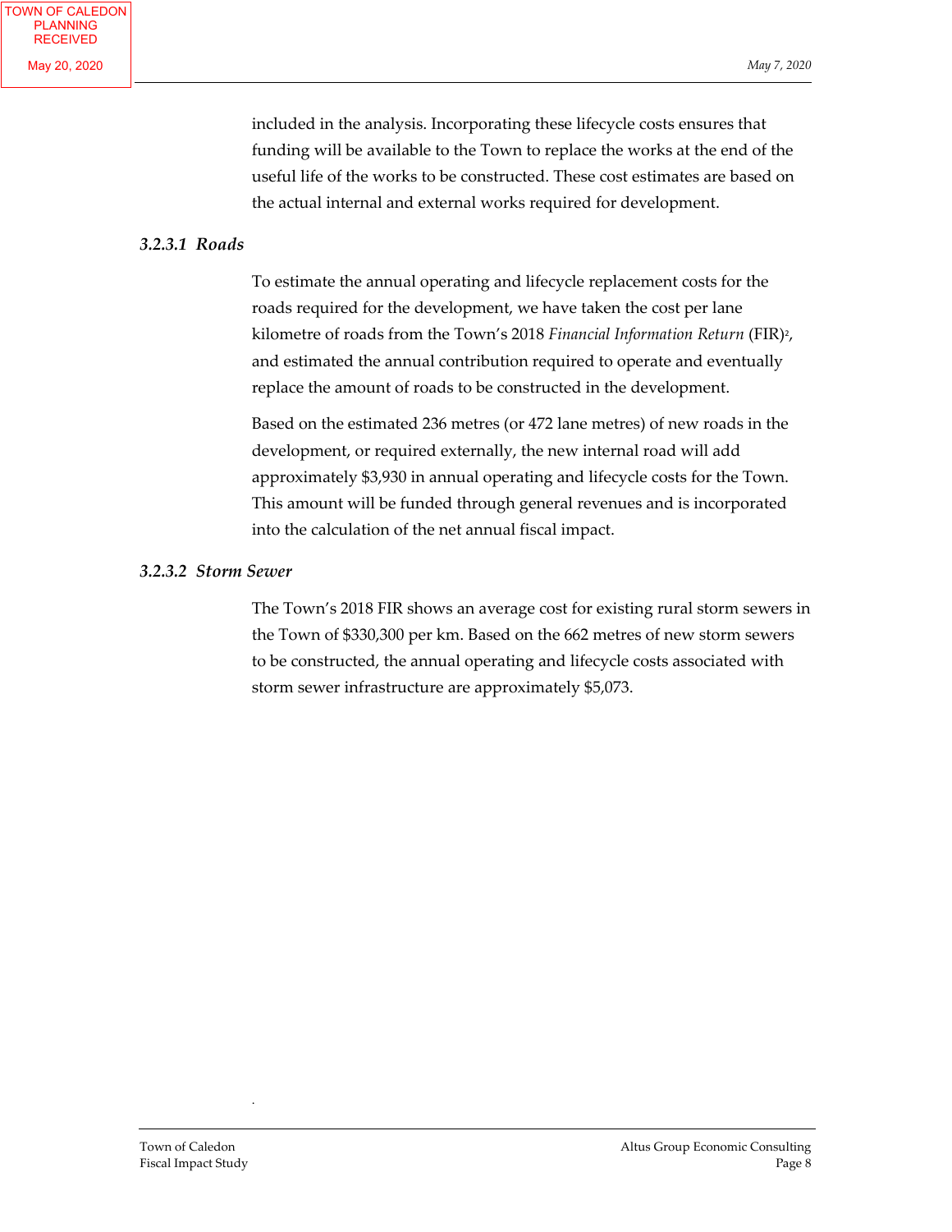included in the analysis. Incorporating these lifecycle costs ensures that funding will be available to the Town to replace the works at the end of the useful life of the works to be constructed. These cost estimates are based on the actual internal and external works required for development.

### *3.2.3.1 Roads*

To estimate the annual operating and lifecycle replacement costs for the roads required for the development, we have taken the cost per lane kilometre of roads from the Town's 2018 *Financial Information Return* (FIR)[2], and estimated the annual contribution required to operate and eventually replace the amount of roads to be constructed in the development.

Based on the estimated 236 metres (or 472 lane metres) of new roads in the development, or required externally, the new internal road will add approximately $3,930 in annual operating and lifecycle costs for the Town. This amount will be funded through general revenues and is incorporated into the calculation of the net annual fiscal impact.

### *3.2.3.2 Storm Sewer*

The Town's 2018 FIR shows an average cost for existing rural storm sewers in the Town of $330,300 per km. Based on the 662 metres of new storm sewers to be constructed, the annual operating and lifecycle costs associated with storm sewer infrastructure are approximately $5,073.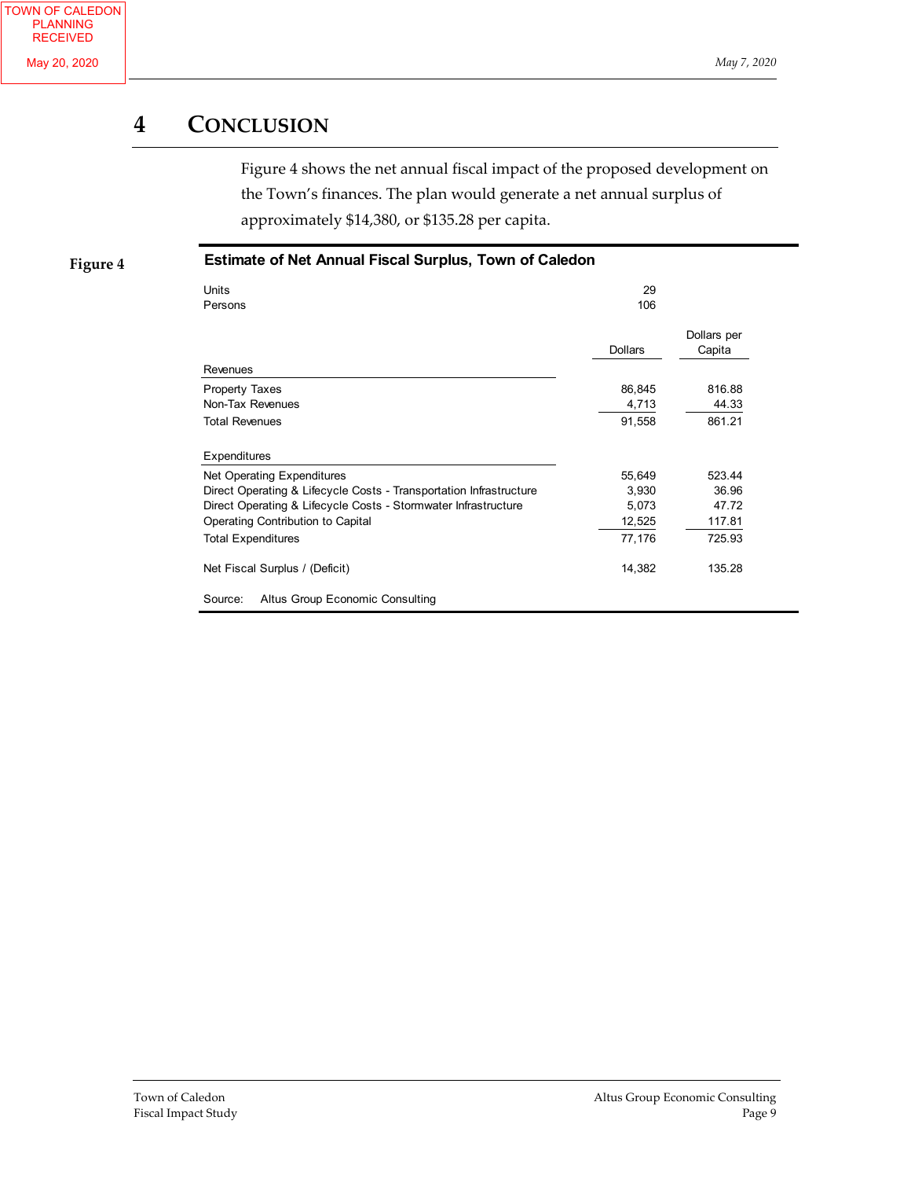# 4 CONCLUSION

Figure 4 shows the net annual fiscal impact of the proposed development on the Town's finances. The plan would generate a net annual surplus of approximately $14,380, or $135.28 per capita.

**Figure 4**

**Estimate of Net Annual Fiscal Surplus, Town of Caledon**

| | Dollars | Dollars per Capita |
|---|---|---|
| Units | 29 | |
| Persons | 106 | |
| **Revenues** | | |
| Property Taxes | 86,845 | 816.88 |
| Non-Tax Revenues | 4,713 | 44.33 |
| Total Revenues | 91,558 | 861.21 |
| **Expenditures** | | |
| Net Operating Expenditures | 55,649 | 523.44 |
| Direct Operating & Lifecycle Costs - Transportation Infrastructure | 3,930 | 36.96 |
| Direct Operating & Lifecycle Costs - Stormwater Infrastructure | 5,073 | 47.72 |
| Operating Contribution to Capital | 12,525 | 117.81 |
| Total Expenditures | 77,176 | 725.93 |
| Net Fiscal Surplus / (Deficit) | 14,382 | 135.28 |

Source: Altus Group Economic Consulting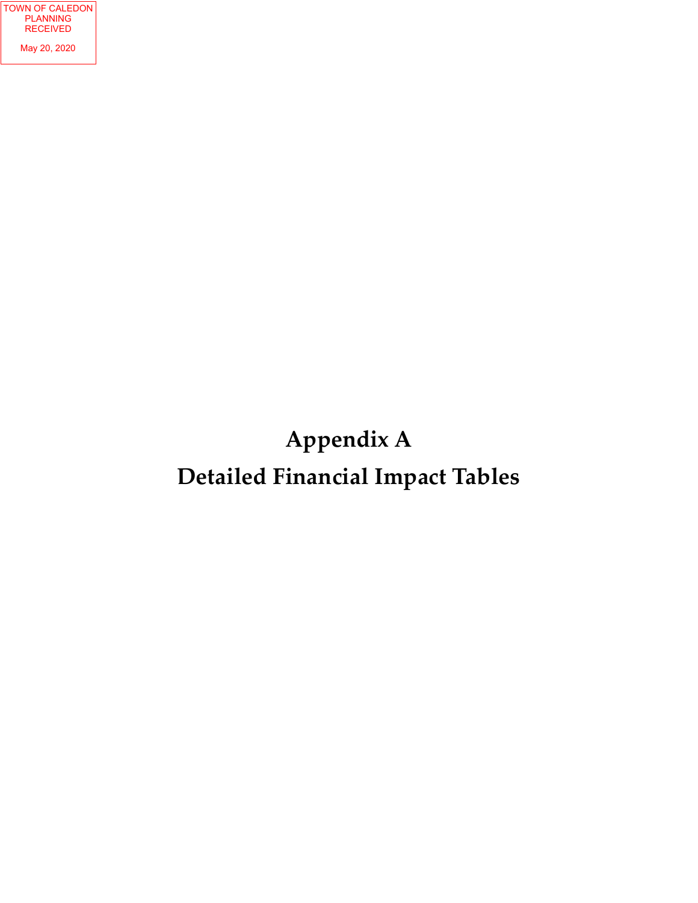TOWN OF CALEDON
PLANNING
RECEIVED

May 20, 2020

# Appendix A

# Detailed Financial Impact Tables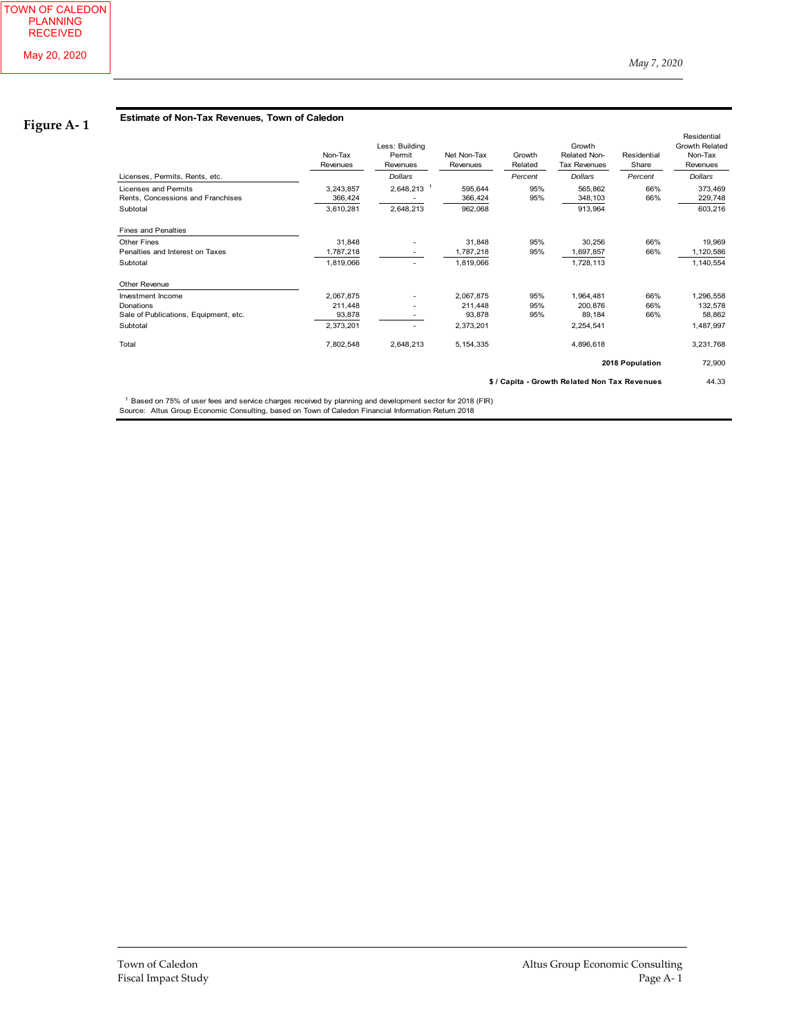**Figure A- 1**

**Estimate of Non-Tax Revenues, Town of Caledon**

| Licenses, Permits, Rents, etc. | Non-Tax Revenues | Less: Building Permit Revenues | Net Non-Tax Revenues | Growth Related | Growth Related Non-Tax Revenues | Residential Share | Residential Growth Related Non-Tax Revenues |
|---|---|---|---|---|---|---|---|
| | | *Dollars* | | *Percent* | *Dollars* | *Percent* | *Dollars* |
| Licenses and Permits | 3,243,857 | 2,648,213 [1] | 595,644 | 95% | 565,862 | 66% | 373,469 |
| Rents, Concessions and Franchises | 366,424 | - | 366,424 | 95% | 348,103 | 66% | 229,748 |
| Subtotal | 3,610,281 | 2,648,213 | 962,068 | | 913,964 | | 603,216 |
| **Fines and Penalties** | | | | | | | |
| Other Fines | 31,848 | - | 31,848 | 95% | 30,256 | 66% | 19,969 |
| Penalties and Interest on Taxes | 1,787,218 | - | 1,787,218 | 95% | 1,697,857 | 66% | 1,120,586 |
| Subtotal | 1,819,066 | - | 1,819,066 | | 1,728,113 | | 1,140,554 |
| **Other Revenue** | | | | | | | |
| Investment Income | 2,067,875 | - | 2,067,875 | 95% | 1,964,481 | 66% | 1,296,558 |
| Donations | 211,448 | - | 211,448 | 95% | 200,876 | 66% | 132,578 |
| Sale of Publications, Equipment, etc. | 93,878 | - | 93,878 | 95% | 89,184 | 66% | 58,862 |
| Subtotal | 2,373,201 | - | 2,373,201 | | 2,254,541 | | 1,487,997 |
| Total | 7,802,548 | 2,648,213 | 5,154,335 | | 4,896,618 | | 3,231,768 |
| | | | | | | **2018 Population** | 72,900 |
| | | | | | | **$ / Capita - Growth Related Non Tax Revenues** | 44.33 |

[1] Based on 75% of user fees and service charges received by planning and development sector for 2018 (FIR)
Source: Altus Group Economic Consulting, based on Town of Caledon Financial Information Return 2018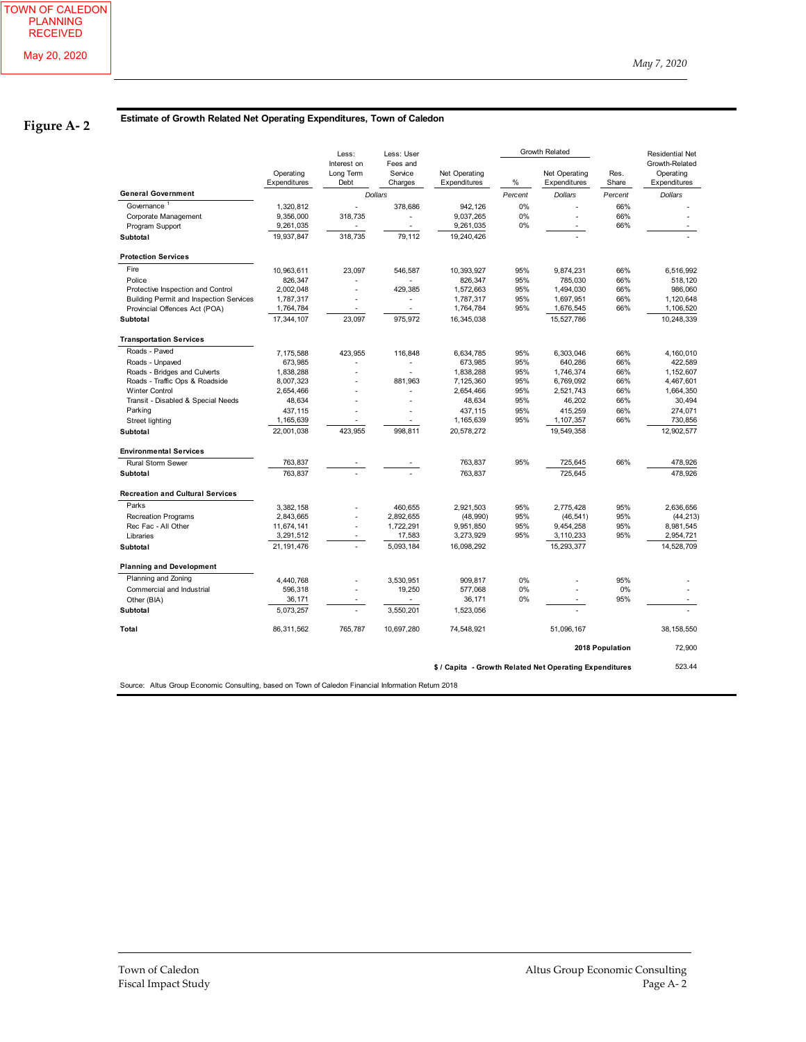TOWN OF CALEDON PLANNING RECEIVED

May 20, 2020

May 7, 2020

**Figure A- 2**

**Estimate of Growth Related Net Operating Expenditures, Town of Caledon**

| | Operating Expenditures | Less: Interest on Long Term Debt | Less: User Fees and Service Charges | Net Operating Expenditures | Growth Related % | Growth Related Net Operating Expenditures | Res. Share | Residential Net Growth-Related Operating Expenditures |
|---|---|---|---|---|---|---|---|---|
| | | *Dollars* | | | *Percent* | *Dollars* | *Percent* | *Dollars* |
| **General Government** | | | | | | | | |
| Governance [1] | 1,320,812 | - | 378,686 | 942,126 | 0% | - | 66% | - |
| Corporate Management | 9,356,000 | 318,735 | - | 9,037,265 | 0% | - | 66% | - |
| Program Support | 9,261,035 | - | - | 9,261,035 | 0% | - | 66% | - |
| **Subtotal** | 19,937,847 | 318,735 | 79,112 | 19,240,426 | | - | | - |
| **Protection Services** | | | | | | | | |
| Fire | 10,963,611 | 23,097 | 546,587 | 10,393,927 | 95% | 9,874,231 | 66% | 6,516,992 |
| Police | 826,347 | - | - | 826,347 | 95% | 785,030 | 66% | 518,120 |
| Protective Inspection and Control | 2,002,048 | - | 429,385 | 1,572,663 | 95% | 1,494,030 | 66% | 986,060 |
| Building Permit and Inspection Services | 1,787,317 | - | - | 1,787,317 | 95% | 1,697,951 | 66% | 1,120,648 |
| Provincial Offences Act (POA) | 1,764,784 | - | - | 1,764,784 | 95% | 1,676,545 | 66% | 1,106,520 |
| **Subtotal** | 17,344,107 | 23,097 | 975,972 | 16,345,038 | | 15,527,786 | | 10,248,339 |
| **Transportation Services** | | | | | | | | |
| Roads - Paved | 7,175,588 | 423,955 | 116,848 | 6,634,785 | 95% | 6,303,046 | 66% | 4,160,010 |
| Roads - Unpaved | 673,985 | - | - | 673,985 | 95% | 640,286 | 66% | 422,589 |
| Roads - Bridges and Culverts | 1,838,288 | - | - | 1,838,288 | 95% | 1,746,374 | 66% | 1,152,607 |
| Roads - Traffic Ops & Roadside | 8,007,323 | - | 881,963 | 7,125,360 | 95% | 6,769,092 | 66% | 4,467,601 |
| Winter Control | 2,654,466 | - | - | 2,654,466 | 95% | 2,521,743 | 66% | 1,664,350 |
| Transit - Disabled & Special Needs | 48,634 | - | - | 48,634 | 95% | 46,202 | 66% | 30,494 |
| Parking | 437,115 | - | - | 437,115 | 95% | 415,259 | 66% | 274,071 |
| Street lighting | 1,165,639 | - | - | 1,165,639 | 95% | 1,107,357 | 66% | 730,856 |
| **Subtotal** | 22,001,038 | 423,955 | 998,811 | 20,578,272 | | 19,549,358 | | 12,902,577 |
| **Environmental Services** | | | | | | | | |
| Rural Storm Sewer | 763,837 | - | - | 763,837 | 95% | 725,645 | 66% | 478,926 |
| **Subtotal** | 763,837 | - | - | 763,837 | | 725,645 | | 478,926 |
| **Recreation and Cultural Services** | | | | | | | | |
| Parks | 3,382,158 | - | 460,655 | 2,921,503 | 95% | 2,775,428 | 95% | 2,636,656 |
| Recreation Programs | 2,843,665 | - | 2,892,655 | (48,990) | 95% | (46,541) | 95% | (44,213) |
| Rec Fac - All Other | 11,674,141 | - | 1,722,291 | 9,951,850 | 95% | 9,454,258 | 95% | 8,981,545 |
| Libraries | 3,291,512 | - | 17,583 | 3,273,929 | 95% | 3,110,233 | 95% | 2,954,721 |
| **Subtotal** | 21,191,476 | - | 5,093,184 | 16,098,292 | | 15,293,377 | | 14,528,709 |
| **Planning and Development** | | | | | | | | |
| Planning and Zoning | 4,440,768 | - | 3,530,951 | 909,817 | 0% | - | 95% | - |
| Commercial and Industrial | 596,318 | - | 19,250 | 577,068 | 0% | - | 0% | - |
| Other (BIA) | 36,171 | - | - | 36,171 | 0% | - | 95% | - |
| **Subtotal** | 5,073,257 | - | 3,550,201 | 1,523,056 | | - | | - |
| **Total** | 86,311,562 | 765,787 | 10,697,280 | 74,548,921 | | 51,096,167 | | 38,158,550 |
| | | | | | | | **2018 Population** | 72,900 |
| | | | | **$ / Capita - Growth Related Net Operating Expenditures** | | | | 523.44 |

Source: Altus Group Economic Consulting, based on Town of Caledon Financial Information Return 2018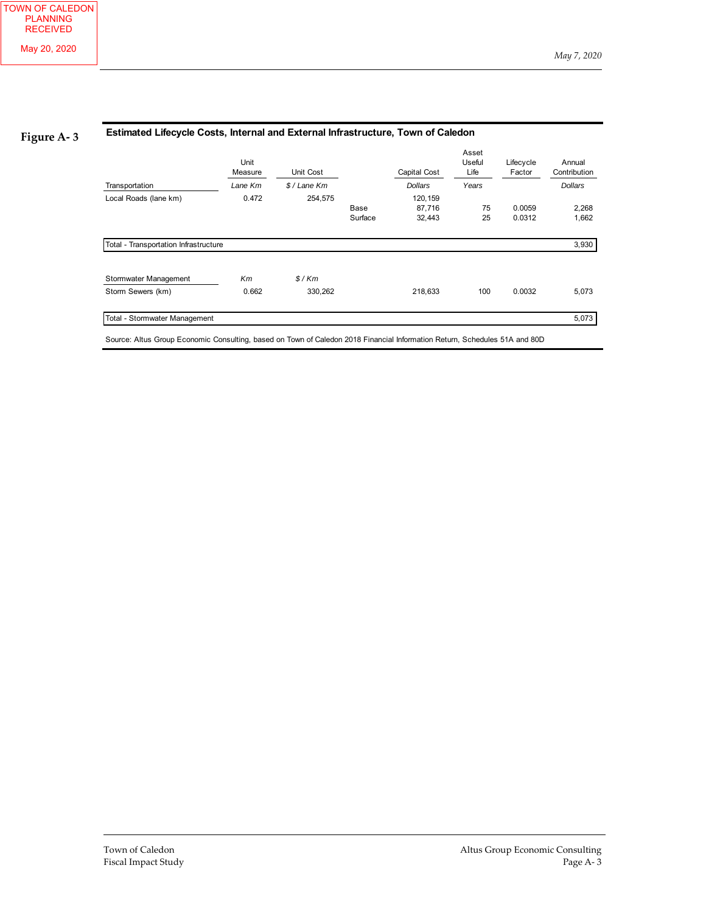TOWN OF CALEDON
PLANNING
RECEIVED

May 20, 2020

**Figure A- 3**

**Estimated Lifecycle Costs, Internal and External Infrastructure, Town of Caledon**

| Transportation | Unit Measure | Unit Cost | | Capital Cost | Asset Useful Life | Lifecycle Factor | Annual Contribution |
|---|---|---|---|---|---|---|---|
| | *Lane Km* | *$ / Lane Km* | | *Dollars* | *Years* | | *Dollars* |
| Local Roads (lane km) | 0.472 | 254,575 | | 120,159 | | | |
| | | | Base | 87,716 | 75 | 0.0059 | 2,268 |
| | | | Surface | 32,443 | 25 | 0.0312 | 1,662 |
| Total - Transportation Infrastructure | | | | | | | 3,930 |
| **Stormwater Management** | *Km* | *$ / Km* | | | | | |
| Storm Sewers (km) | 0.662 | 330,262 | | 218,633 | 100 | 0.0032 | 5,073 |
| Total - Stormwater Management | | | | | | | 5,073 |

Source: Altus Group Economic Consulting, based on Town of Caledon 2018 Financial Information Return, Schedules 51A and 80D